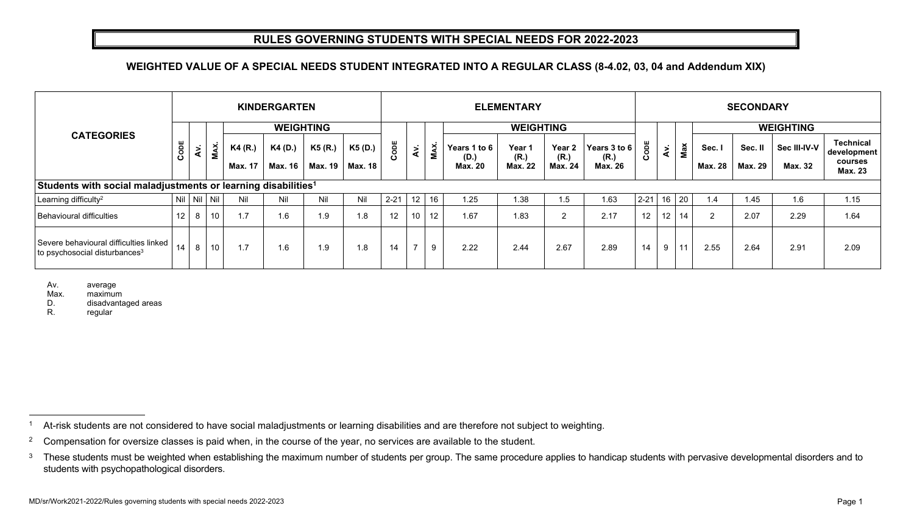# RULES GOVERNING STUDENTS WITH SPECIAL NEEDS FOR 2022-2023

## WEIGHTED VALUE OF A SPECIAL NEEDS STUDENT INTEGRATED INTO A REGULAR CLASS (8-4.02, 03, 04 and Addendum XIX)

| CATEGORIES | KINDERGARTEN | | | | | | | ELEMENTARY | | | | | | | SECONDARY | | | | | | |
|---|---|---|---|---|---|---|---|---|---|---|---|---|---|---|---|---|---|---|---|---|---|
| | CODE | AV. | MAX. | WEIGHTING | | | | CODE | AV. | MAX. | WEIGHTING | | | | CODE | AV. | Max | WEIGHTING | | | |
| | | | | K4 (R.) Max. 17 | K4 (D.) Max. 16 | K5 (R.) Max. 19 | K5 (D.) Max. 18 | | | | Years 1 to 6 (D.) Max. 20 | Year 1 (R.) Max. 22 | Year 2 (R.) Max. 24 | Years 3 to 6 (R.) Max. 26 | | | | Sec. I Max. 28 | Sec. II Max. 29 | Sec III-IV-V Max. 32 | Technical development courses Max. 23 |
| **Students with social maladjustments or learning disabilities[1]** | | | | | | | | | | | | | | | | | | | | | |
| Learning difficulty[2] | Nil | Nil | Nil | Nil | Nil | Nil | Nil | 2-21 | 12 | 16 | 1.25 | 1.38 | 1.5 | 1.63 | 2-21 | 16 | 20 | 1.4 | 1.45 | 1.6 | 1.15 |
| Behavioural difficulties | 12 | 8 | 10 | 1.7 | 1.6 | 1.9 | 1.8 | 12 | 10 | 12 | 1.67 | 1.83 | 2 | 2.17 | 12 | 12 | 14 | 2 | 2.07 | 2.29 | 1.64 |
| Severe behavioural difficulties linked to psychosocial disturbances[3] | 14 | 8 | 10 | 1.7 | 1.6 | 1.9 | 1.8 | 14 | 7 | 9 | 2.22 | 2.44 | 2.67 | 2.89 | 14 | 9 | 11 | 2.55 | 2.64 | 2.91 | 2.09 |

Av. average
Max. maximum
D. disadvantaged areas
R. regular

[1] At-risk students are not considered to have social maladjustments or learning disabilities and are therefore not subject to weighting.

[2] Compensation for oversize classes is paid when, in the course of the year, no services are available to the student.

[3] These students must be weighted when establishing the maximum number of students per group. The same procedure applies to handicap students with pervasive developmental disorders and to students with psychopathological disorders.

MD/sr/Work2021-2022/Rules governing students with special needs 2022-2023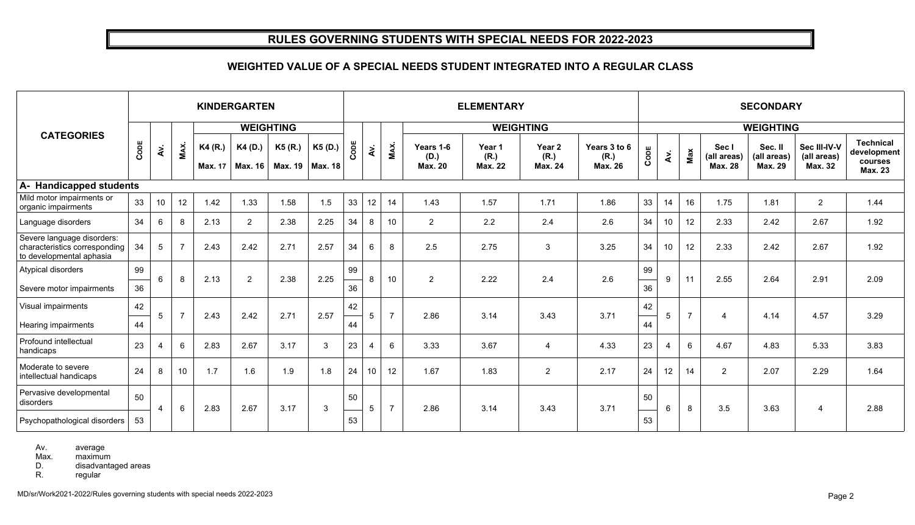# RULES GOVERNING STUDENTS WITH SPECIAL NEEDS FOR 2022-2023

## WEIGHTED VALUE OF A SPECIAL NEEDS STUDENT INTEGRATED INTO A REGULAR CLASS

| CATEGORIES | KINDERGARTEN | | | | | | | ELEMENTARY | | | | | | | SECONDARY | | | | | | |
|---|---|---|---|---|---|---|---|---|---|---|---|---|---|---|---|---|---|---|---|---|---|
| | | | | WEIGHTING | | | | | | | WEIGHTING | | | | | | | WEIGHTING | | | |
| | CODE | AV. | MAX. | K4 (R.) Max. 17 | K4 (D.) Max. 16 | K5 (R.) Max. 19 | K5 (D.) Max. 18 | CODE | AV. | MAX. | Years 1-6 (D.) Max. 20 | Year 1 (R.) Max. 22 | Year 2 (R.) Max. 24 | Years 3 to 6 (R.) Max. 26 | CODE | AV. | MAX | Sec I (all areas) Max. 28 | Sec. II (all areas) Max. 29 | Sec III-IV-V (all areas) Max. 32 | Technical development courses Max. 23 |
| **A- Handicapped students** | | | | | | | | | | | | | | | | | | | | | |
| Mild motor impairments or organic impairments | 33 | 10 | 12 | 1.42 | 1.33 | 1.58 | 1.5 | 33 | 12 | 14 | 1.43 | 1.57 | 1.71 | 1.86 | 33 | 14 | 16 | 1.75 | 1.81 | 2 | 1.44 |
| Language disorders | 34 | 6 | 8 | 2.13 | 2 | 2.38 | 2.25 | 34 | 8 | 10 | 2 | 2.2 | 2.4 | 2.6 | 34 | 10 | 12 | 2.33 | 2.42 | 2.67 | 1.92 |
| Severe language disorders: characteristics corresponding to developmental aphasia | 34 | 5 | 7 | 2.43 | 2.42 | 2.71 | 2.57 | 34 | 6 | 8 | 2.5 | 2.75 | 3 | 3.25 | 34 | 10 | 12 | 2.33 | 2.42 | 2.67 | 1.92 |
| Atypical disorders | 99 | 6 | 8 | 2.13 | 2 | 2.38 | 2.25 | 99 | 8 | 10 | 2 | 2.22 | 2.4 | 2.6 | 99 | 9 | 11 | 2.55 | 2.64 | 2.91 | 2.09 |
| Severe motor impairments | 36 | | | | | | | 36 | | | | | | | 36 | | | | | | |
| Visual impairments | 42 | 5 | 7 | 2.43 | 2.42 | 2.71 | 2.57 | 42 | 5 | 7 | 2.86 | 3.14 | 3.43 | 3.71 | 42 | 5 | 7 | 4 | 4.14 | 4.57 | 3.29 |
| Hearing impairments | 44 | | | | | | | 44 | | | | | | | 44 | | | | | | |
| Profound intellectual handicaps | 23 | 4 | 6 | 2.83 | 2.67 | 3.17 | 3 | 23 | 4 | 6 | 3.33 | 3.67 | 4 | 4.33 | 23 | 4 | 6 | 4.67 | 4.83 | 5.33 | 3.83 |
| Moderate to severe intellectual handicaps | 24 | 8 | 10 | 1.7 | 1.6 | 1.9 | 1.8 | 24 | 10 | 12 | 1.67 | 1.83 | 2 | 2.17 | 24 | 12 | 14 | 2 | 2.07 | 2.29 | 1.64 |
| Pervasive developmental disorders | 50 | 4 | 6 | 2.83 | 2.67 | 3.17 | 3 | 50 | 5 | 7 | 2.86 | 3.14 | 3.43 | 3.71 | 50 | 6 | 8 | 3.5 | 3.63 | 4 | 2.88 |
| Psychopathological disorders | 53 | | | | | | | 53 | | | | | | | 53 | | | | | | |

Av. average
Max. maximum
D. disadvantaged areas
R. regular

MD/sr/Work2021-2022/Rules governing students with special needs 2022-2023